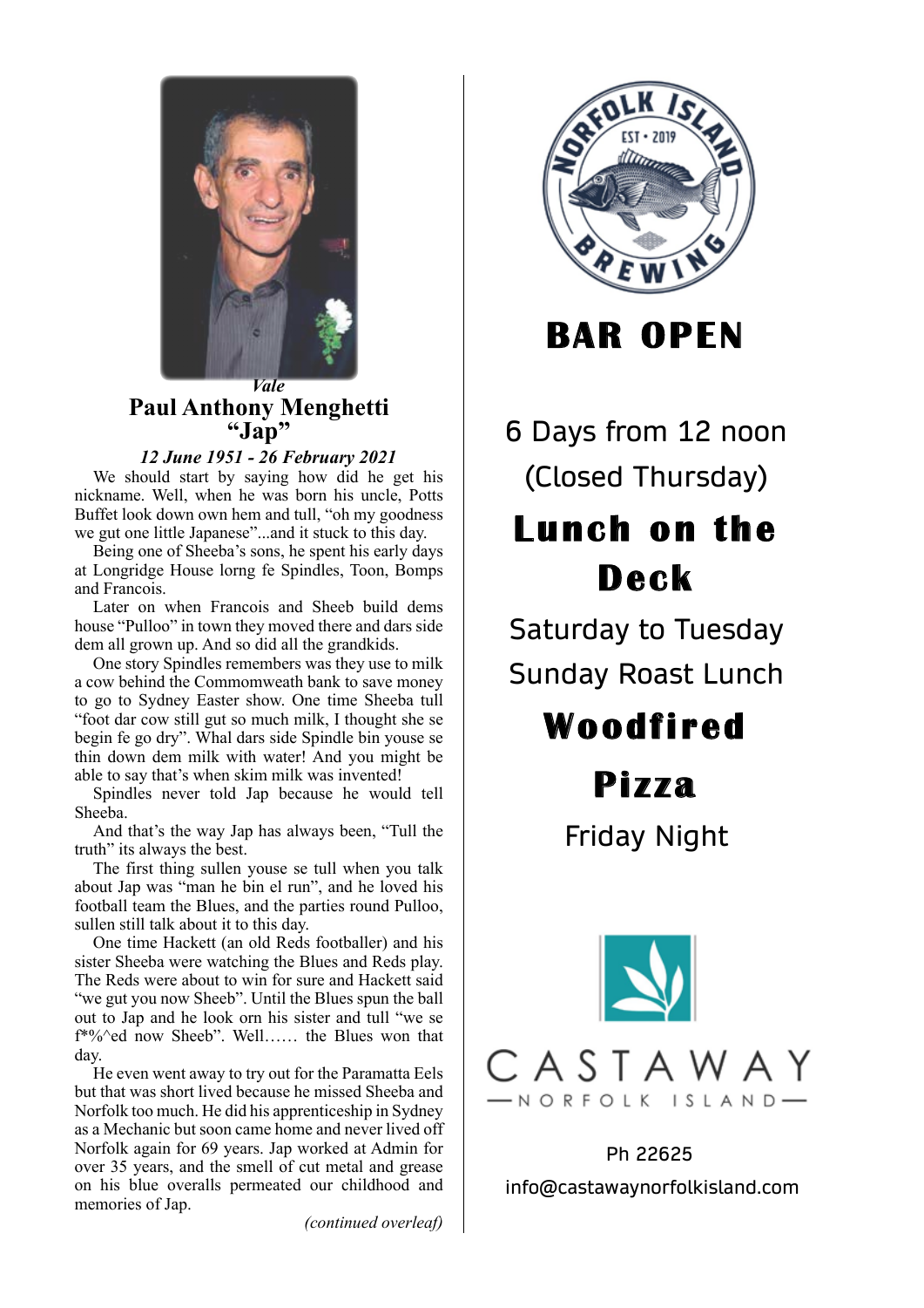*Vale*

## Paul Anthony Menghetti
## "Jap"

***12 June 1951 - 26 February 2021***

We should start by saying how did he get his nickname. Well, when he was born his uncle, Potts Buffet look down own hem and tull, "oh my goodness we gut one little Japanese"...and it stuck to this day.

Being one of Sheeba's sons, he spent his early days at Longridge House lorng fe Spindles, Toon, Bomps and Francois.

Later on when Francois and Sheeb build dems house "Pulloo" in town they moved there and dars side dem all grown up. And so did all the grandkids.

One story Spindles remembers was they use to milk a cow behind the Commomweath bank to save money to go to Sydney Easter show. One time Sheeba tull "foot dar cow still gut so much milk, I thought she se begin fe go dry". Whal dars side Spindle bin youse se thin down dem milk with water! And you might be able to say that's when skim milk was invented!

Spindles never told Jap because he would tell Sheeba.

And that's the way Jap has always been, "Tull the truth" its always the best.

The first thing sullen youse se tull when you talk about Jap was "man he bin el run", and he loved his football team the Blues, and the parties round Pulloo, sullen still talk about it to this day.

One time Hackett (an old Reds footballer) and his sister Sheeba were watching the Blues and Reds play. The Reds were about to win for sure and Hackett said "we gut you now Sheeb". Until the Blues spun the ball out to Jap and he look orn his sister and tull "we se f*%^ed now Sheeb". Well…… the Blues won that day.

He even went away to try out for the Paramatta Eels but that was short lived because he missed Sheeba and Norfolk too much. He did his apprenticeship in Sydney as a Mechanic but soon came home and never lived off Norfolk again for 69 years. Jap worked at Admin for over 35 years, and the smell of cut metal and grease on his blue overalls permeated our childhood and memories of Jap.

*(continued overleaf)*

---

NORFOLK ISLAND BREWING
EST • 2019

# BAR OPEN

6 Days from 12 noon
(Closed Thursday)

## Lunch on the Deck

Saturday to Tuesday
Sunday Roast Lunch

## Woodfired Pizza

Friday Night

CASTAWAY
NORFOLK ISLAND

Ph 22625
info@castawaynorfolkisland.com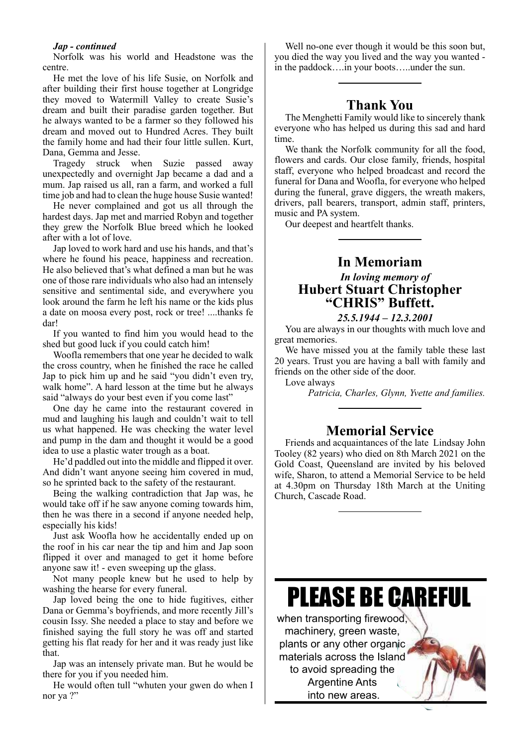***Jap - continued***

Norfolk was his world and Headstone was the centre.

He met the love of his life Susie, on Norfolk and after building their first house together at Longridge they moved to Watermill Valley to create Susie's dream and built their paradise garden together. But he always wanted to be a farmer so they followed his dream and moved out to Hundred Acres. They built the family home and had their four little sullen. Kurt, Dana, Gemma and Jesse.

Tragedy struck when Suzie passed away unexpectedly and overnight Jap became a dad and a mum. Jap raised us all, ran a farm, and worked a full time job and had to clean the huge house Susie wanted!

He never complained and got us all through the hardest days. Jap met and married Robyn and together they grew the Norfolk Blue breed which he looked after with a lot of love.

Jap loved to work hard and use his hands, and that's where he found his peace, happiness and recreation. He also believed that's what defined a man but he was one of those rare individuals who also had an intensely sensitive and sentimental side, and everywhere you look around the farm he left his name or the kids plus a date on moosa every post, rock or tree! ....thanks fe dar!

If you wanted to find him you would head to the shed but good luck if you could catch him!

Woofla remembers that one year he decided to walk the cross country, when he finished the race he called Jap to pick him up and he said "you didn't even try, walk home". A hard lesson at the time but he always said "always do your best even if you come last"

One day he came into the restaurant covered in mud and laughing his laugh and couldn't wait to tell us what happened. He was checking the water level and pump in the dam and thought it would be a good idea to use a plastic water trough as a boat.

He'd paddled out into the middle and flipped it over. And didn't want anyone seeing him covered in mud, so he sprinted back to the safety of the restaurant.

Being the walking contradiction that Jap was, he would take off if he saw anyone coming towards him, then he was there in a second if anyone needed help, especially his kids!

Just ask Woofla how he accidentally ended up on the roof in his car near the tip and him and Jap soon flipped it over and managed to get it home before anyone saw it! - even sweeping up the glass.

Not many people knew but he used to help by washing the hearse for every funeral.

Jap loved being the one to hide fugitives, either Dana or Gemma's boyfriends, and more recently Jill's cousin Issy. She needed a place to stay and before we finished saying the full story he was off and started getting his flat ready for her and it was ready just like that.

Jap was an intensely private man. But he would be there for you if you needed him.

He would often tull "whuten your gwen do when I nor ya ?"

Well no-one ever though it would be this soon but, you died the way you lived and the way you wanted - in the paddock….in your boots…..under the sun.

## Thank You

The Menghetti Family would like to sincerely thank everyone who has helped us during this sad and hard time.

We thank the Norfolk community for all the food, flowers and cards. Our close family, friends, hospital staff, everyone who helped broadcast and record the funeral for Dana and Woofla, for everyone who helped during the funeral, grave diggers, the wreath makers, drivers, pall bearers, transport, admin staff, printers, music and PA system.

Our deepest and heartfelt thanks.

## In Memoriam

***In loving memory of***

### Hubert Stuart Christopher "CHRIS" Buffett.

***25.5.1944 – 12.3.2001***

You are always in our thoughts with much love and great memories.

We have missed you at the family table these last 20 years. Trust you are having a ball with family and friends on the other side of the door.

Love always

*Patricia, Charles, Glynn, Yvette and families.*

## Memorial Service

Friends and acquaintances of the late Lindsay John Tooley (82 years) who died on 8th March 2021 on the Gold Coast, Queensland are invited by his beloved wife, Sharon, to attend a Memorial Service to be held at 4.30pm on Thursday 18th March at the Uniting Church, Cascade Road.

## PLEASE BE CAREFUL

when transporting firewood, machinery, green waste, plants or any other organic materials across the Island to avoid spreading the Argentine Ants into new areas.